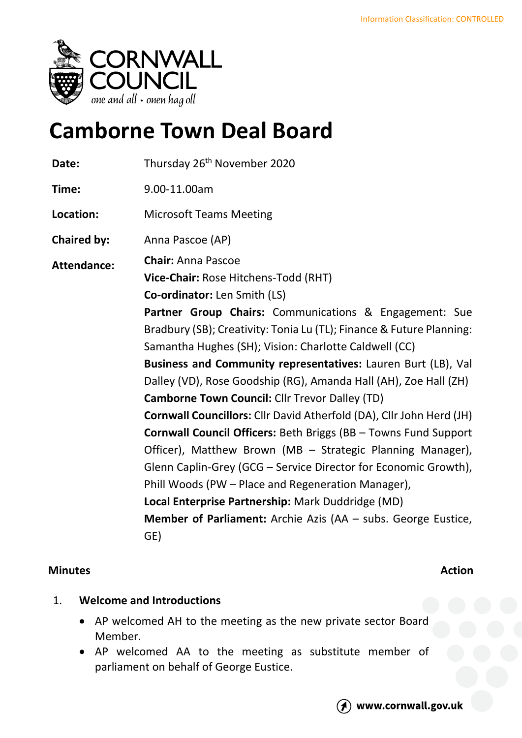Information Classification: CONTROLLED

CORNWALL COUNCIL
*one and all • onen hag oll*

# Camborne Town Deal Board

**Date:** Thursday 26th November 2020

**Time:** 9.00-11.00am

**Location:** Microsoft Teams Meeting

**Chaired by:** Anna Pascoe (AP)

**Attendance:**
**Chair:** Anna Pascoe
**Vice-Chair:** Rose Hitchens-Todd (RHT)
**Co-ordinator:** Len Smith (LS)
**Partner Group Chairs:** Communications & Engagement: Sue Bradbury (SB); Creativity: Tonia Lu (TL); Finance & Future Planning: Samantha Hughes (SH); Vision: Charlotte Caldwell (CC)
**Business and Community representatives:** Lauren Burt (LB), Val Dalley (VD), Rose Goodship (RG), Amanda Hall (AH), Zoe Hall (ZH)
**Camborne Town Council:** Cllr Trevor Dalley (TD)
**Cornwall Councillors:** Cllr David Atherfold (DA), Cllr John Herd (JH)
**Cornwall Council Officers:** Beth Briggs (BB – Towns Fund Support Officer), Matthew Brown (MB – Strategic Planning Manager), Glenn Caplin-Grey (GCG – Service Director for Economic Growth), Phill Woods (PW – Place and Regeneration Manager),
**Local Enterprise Partnership:** Mark Duddridge (MD)
**Member of Parliament:** Archie Azis (AA – subs. George Eustice, GE)

**Minutes** **Action**

1. **Welcome and Introductions**
   - AP welcomed AH to the meeting as the new private sector Board Member.
   - AP welcomed AA to the meeting as substitute member of parliament on behalf of George Eustice.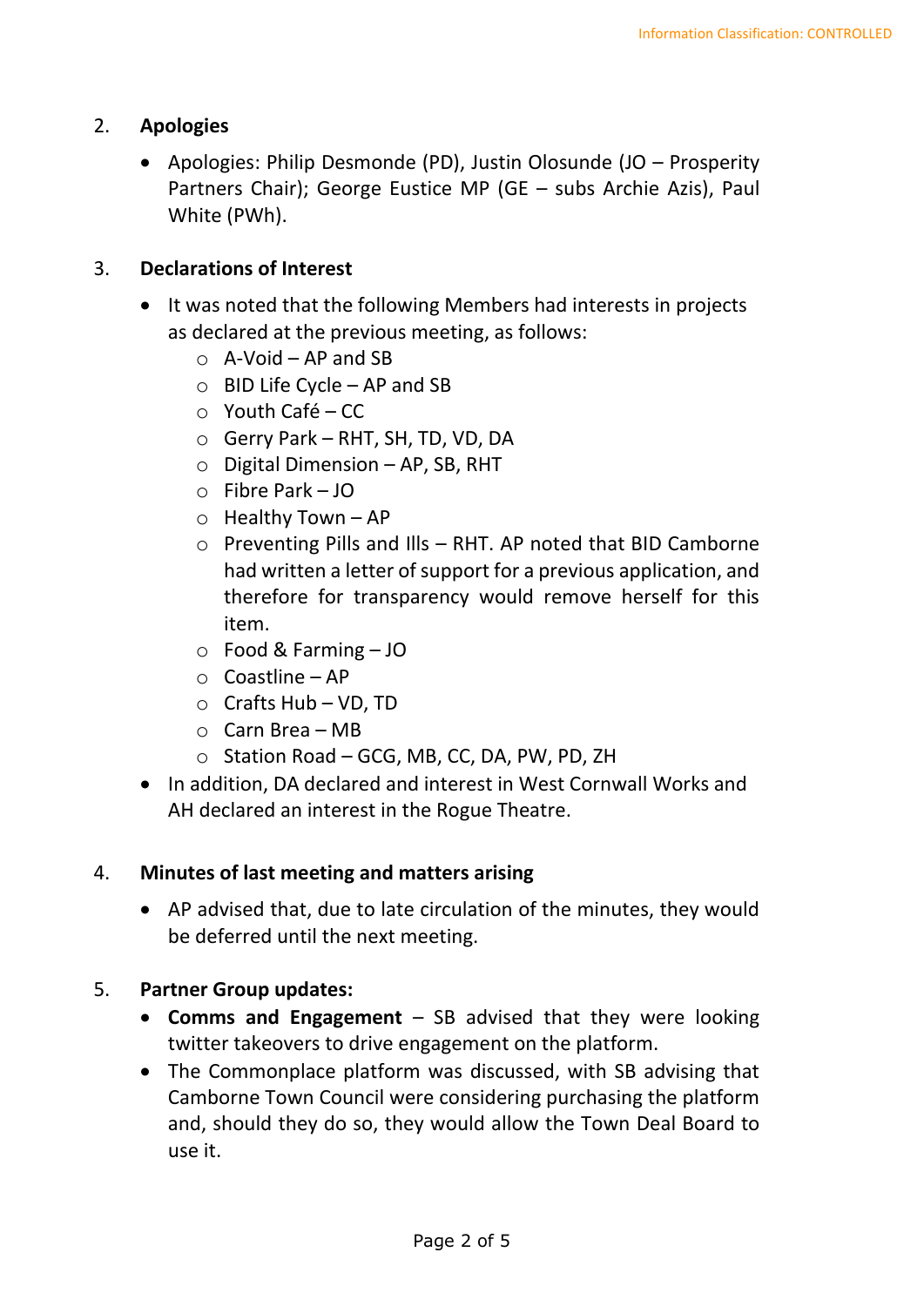2. **Apologies**

- Apologies: Philip Desmonde (PD), Justin Olosunde (JO – Prosperity Partners Chair); George Eustice MP (GE – subs Archie Azis), Paul White (PWh).

3. **Declarations of Interest**

- It was noted that the following Members had interests in projects as declared at the previous meeting, as follows:
  - A-Void – AP and SB
  - BID Life Cycle – AP and SB
  - Youth Café – CC
  - Gerry Park – RHT, SH, TD, VD, DA
  - Digital Dimension – AP, SB, RHT
  - Fibre Park – JO
  - Healthy Town – AP
  - Preventing Pills and Ills – RHT. AP noted that BID Camborne had written a letter of support for a previous application, and therefore for transparency would remove herself for this item.
  - Food & Farming – JO
  - Coastline – AP
  - Crafts Hub – VD, TD
  - Carn Brea – MB
  - Station Road – GCG, MB, CC, DA, PW, PD, ZH
- In addition, DA declared and interest in West Cornwall Works and AH declared an interest in the Rogue Theatre.

4. **Minutes of last meeting and matters arising**

- AP advised that, due to late circulation of the minutes, they would be deferred until the next meeting.

5. **Partner Group updates:**

- **Comms and Engagement** – SB advised that they were looking twitter takeovers to drive engagement on the platform.
- The Commonplace platform was discussed, with SB advising that Camborne Town Council were considering purchasing the platform and, should they do so, they would allow the Town Deal Board to use it.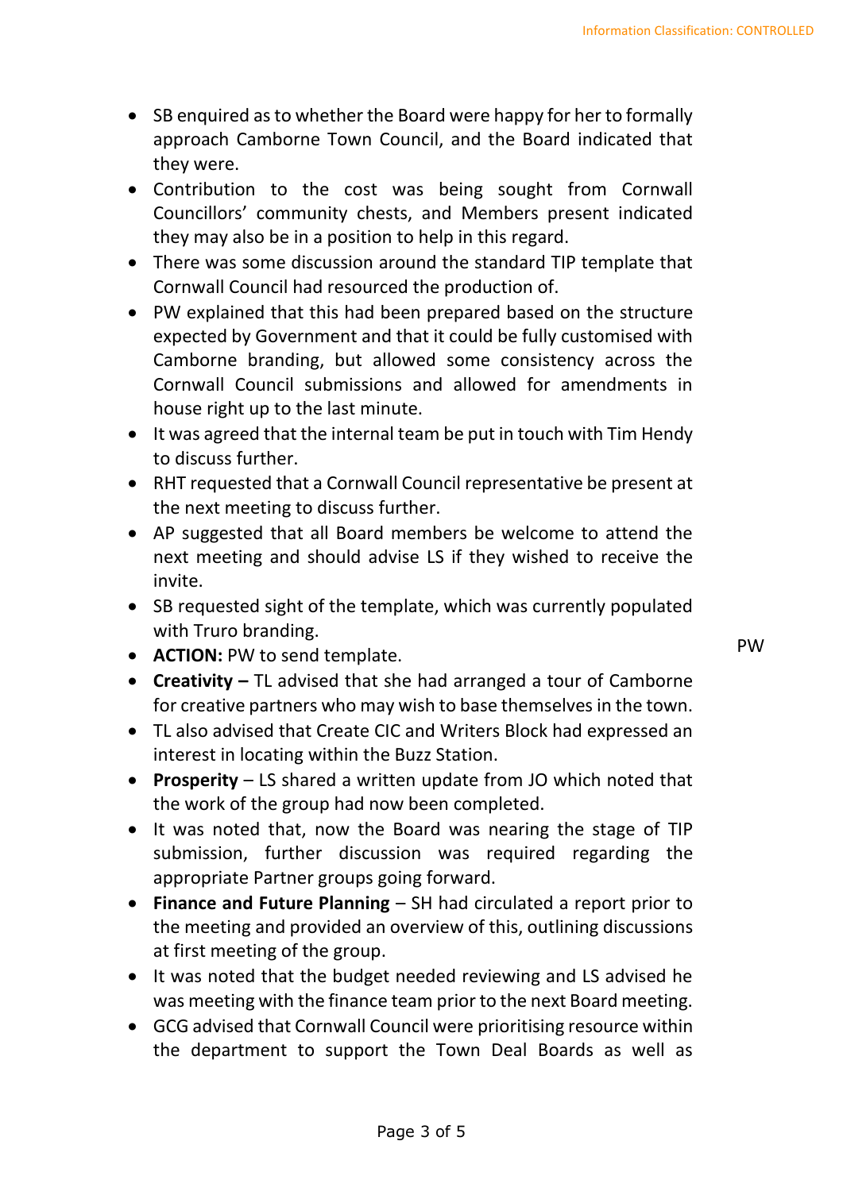- SB enquired as to whether the Board were happy for her to formally approach Camborne Town Council, and the Board indicated that they were.
- Contribution to the cost was being sought from Cornwall Councillors' community chests, and Members present indicated they may also be in a position to help in this regard.
- There was some discussion around the standard TIP template that Cornwall Council had resourced the production of.
- PW explained that this had been prepared based on the structure expected by Government and that it could be fully customised with Camborne branding, but allowed some consistency across the Cornwall Council submissions and allowed for amendments in house right up to the last minute.
- It was agreed that the internal team be put in touch with Tim Hendy to discuss further.
- RHT requested that a Cornwall Council representative be present at the next meeting to discuss further.
- AP suggested that all Board members be welcome to attend the next meeting and should advise LS if they wished to receive the invite.
- SB requested sight of the template, which was currently populated with Truro branding.
- **ACTION:** PW to send template. — PW
- **Creativity –** TL advised that she had arranged a tour of Camborne for creative partners who may wish to base themselves in the town.
- TL also advised that Create CIC and Writers Block had expressed an interest in locating within the Buzz Station.
- **Prosperity** – LS shared a written update from JO which noted that the work of the group had now been completed.
- It was noted that, now the Board was nearing the stage of TIP submission, further discussion was required regarding the appropriate Partner groups going forward.
- **Finance and Future Planning** – SH had circulated a report prior to the meeting and provided an overview of this, outlining discussions at first meeting of the group.
- It was noted that the budget needed reviewing and LS advised he was meeting with the finance team prior to the next Board meeting.
- GCG advised that Cornwall Council were prioritising resource within the department to support the Town Deal Boards as well as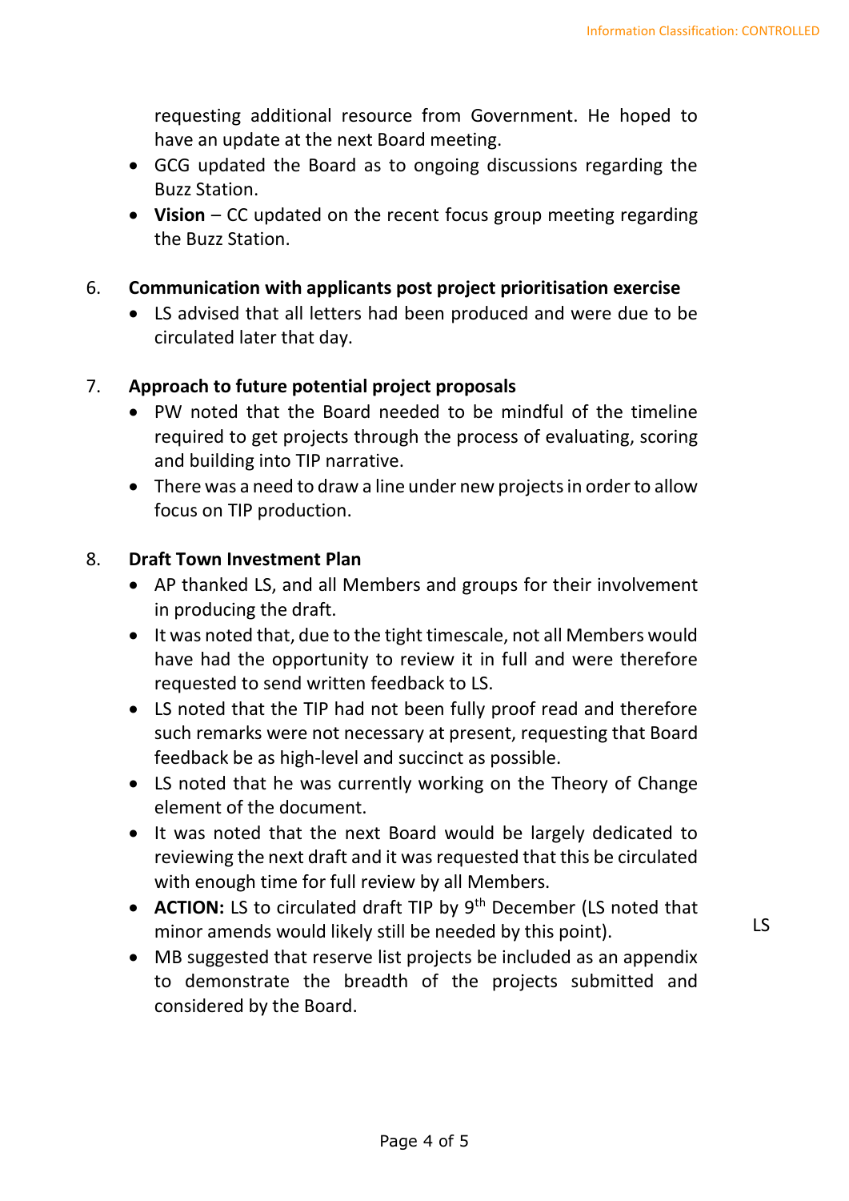requesting additional resource from Government. He hoped to have an update at the next Board meeting.

- GCG updated the Board as to ongoing discussions regarding the Buzz Station.
- **Vision** – CC updated on the recent focus group meeting regarding the Buzz Station.

6. **Communication with applicants post project prioritisation exercise**
   - LS advised that all letters had been produced and were due to be circulated later that day.

7. **Approach to future potential project proposals**
   - PW noted that the Board needed to be mindful of the timeline required to get projects through the process of evaluating, scoring and building into TIP narrative.
   - There was a need to draw a line under new projects in order to allow focus on TIP production.

8. **Draft Town Investment Plan**
   - AP thanked LS, and all Members and groups for their involvement in producing the draft.
   - It was noted that, due to the tight timescale, not all Members would have had the opportunity to review it in full and were therefore requested to send written feedback to LS.
   - LS noted that the TIP had not been fully proof read and therefore such remarks were not necessary at present, requesting that Board feedback be as high-level and succinct as possible.
   - LS noted that he was currently working on the Theory of Change element of the document.
   - It was noted that the next Board would be largely dedicated to reviewing the next draft and it was requested that this be circulated with enough time for full review by all Members.
   - **ACTION:** LS to circulated draft TIP by 9th December (LS noted that minor amends would likely still be needed by this point). — LS
   - MB suggested that reserve list projects be included as an appendix to demonstrate the breadth of the projects submitted and considered by the Board.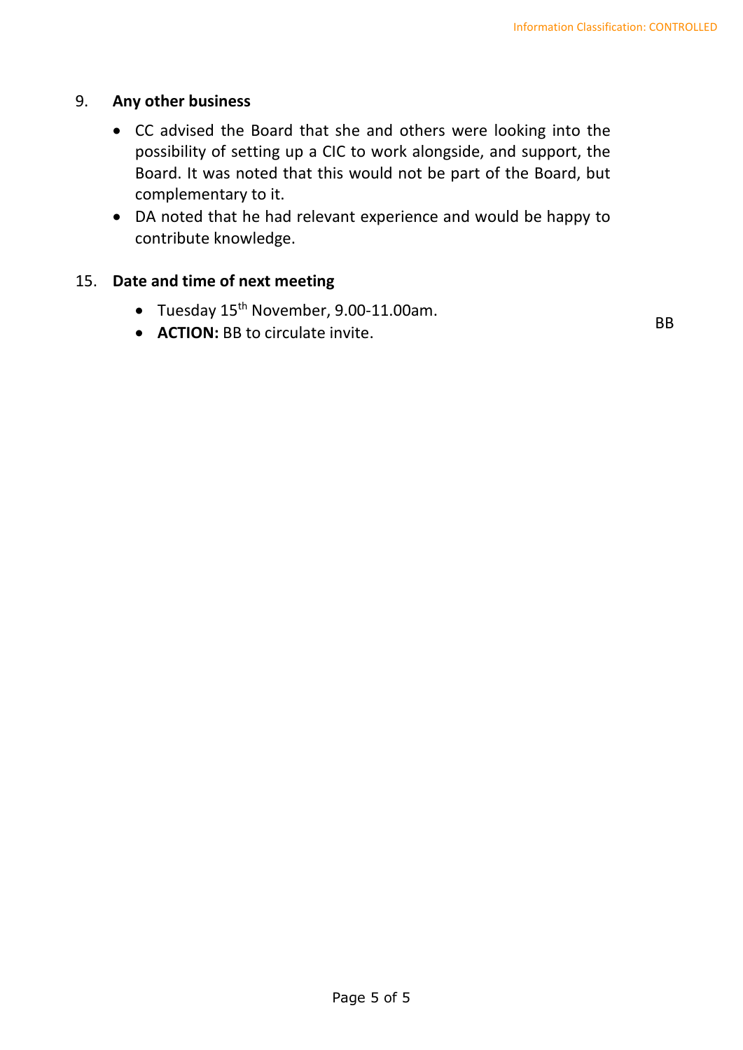9. **Any other business**

- CC advised the Board that she and others were looking into the possibility of setting up a CIC to work alongside, and support, the Board. It was noted that this would not be part of the Board, but complementary to it.
- DA noted that he had relevant experience and would be happy to contribute knowledge.

15. **Date and time of next meeting**

- Tuesday 15th November, 9.00-11.00am.
- **ACTION:** BB to circulate invite. — BB